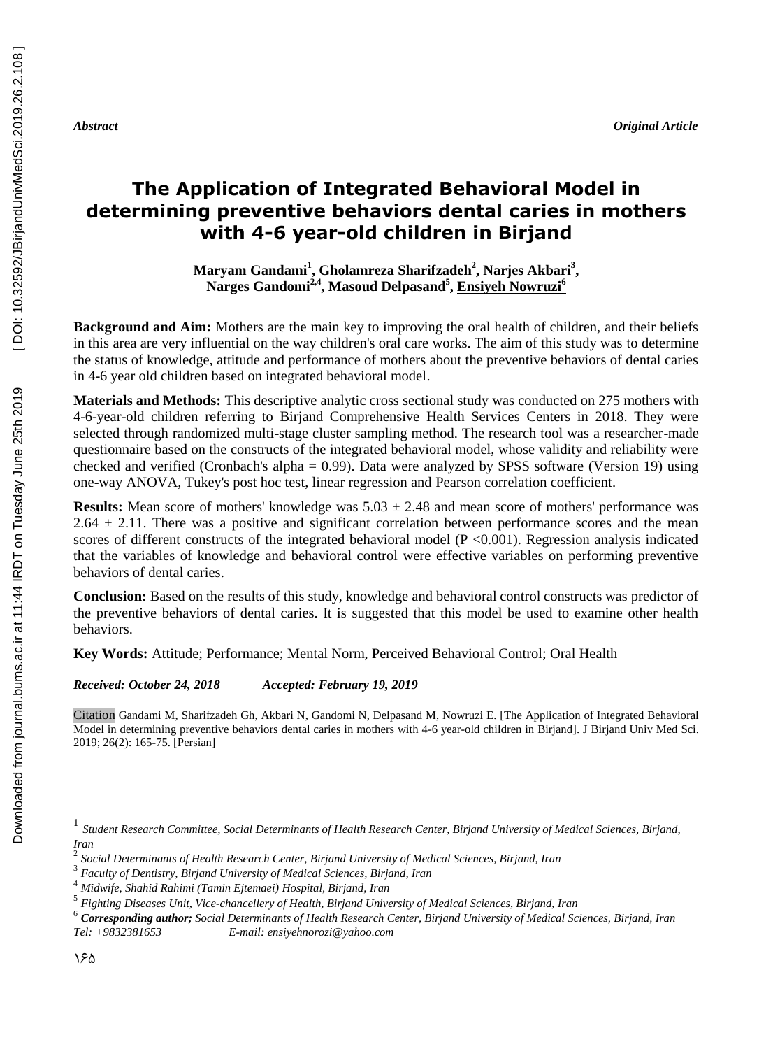*Abstract* *Original Article*

# The Application of Integrated Behavioral Model in determining preventive behaviors dental caries in mothers with 4-6 year-old children in Birjand

**Maryam Gandami[1], Gholamreza Sharifzadeh[2], Narjes Akbari[3], Narges Gandomi[2,4], Masoud Delpasand[5], Ensiyeh Nowruzi[6]**

**Background and Aim:** Mothers are the main key to improving the oral health of children, and their beliefs in this area are very influential on the way children's oral care works. The aim of this study was to determine the status of knowledge, attitude and performance of mothers about the preventive behaviors of dental caries in 4-6 year old children based on integrated behavioral model.

**Materials and Methods:** This descriptive analytic cross sectional study was conducted on 275 mothers with 4-6-year-old children referring to Birjand Comprehensive Health Services Centers in 2018. They were selected through randomized multi-stage cluster sampling method. The research tool was a researcher-made questionnaire based on the constructs of the integrated behavioral model, whose validity and reliability were checked and verified (Cronbach's alpha = 0.99). Data were analyzed by SPSS software (Version 19) using one-way ANOVA, Tukey's post hoc test, linear regression and Pearson correlation coefficient.

**Results:** Mean score of mothers' knowledge was $5.03 \pm 2.48$ and mean score of mothers' performance was $2.64 \pm 2.11$. There was a positive and significant correlation between performance scores and the mean scores of different constructs of the integrated behavioral model ($P < 0.001$). Regression analysis indicated that the variables of knowledge and behavioral control were effective variables on performing preventive behaviors of dental caries.

**Conclusion:** Based on the results of this study, knowledge and behavioral control constructs was predictor of the preventive behaviors of dental caries. It is suggested that this model be used to examine other health behaviors.

**Key Words:** Attitude; Performance; Mental Norm, Perceived Behavioral Control; Oral Health

***Received: October 24, 2018*** ***Accepted: February 19, 2019***

Citation Gandami M, Sharifzadeh Gh, Akbari N, Gandomi N, Delpasand M, Nowruzi E. [The Application of Integrated Behavioral Model in determining preventive behaviors dental caries in mothers with 4-6 year-old children in Birjand]. J Birjand Univ Med Sci. 2019; 26(2): 165-75. [Persian]

---

[1] *Student Research Committee, Social Determinants of Health Research Center, Birjand University of Medical Sciences, Birjand, Iran*

[2] *Social Determinants of Health Research Center, Birjand University of Medical Sciences, Birjand, Iran*

[3] *Faculty of Dentistry, Birjand University of Medical Sciences, Birjand, Iran*

[4] *Midwife, Shahid Rahimi (Tamin Ejtemaei) Hospital, Birjand, Iran*

[5] *Fighting Diseases Unit, Vice-chancellery of Health, Birjand University of Medical Sciences, Birjand, Iran*

[6] ***Corresponding author;*** *Social Determinants of Health Research Center, Birjand University of Medical Sciences, Birjand, Iran*
*Tel: +9832381653* *E-mail: ensiyehnorozi@yahoo.com*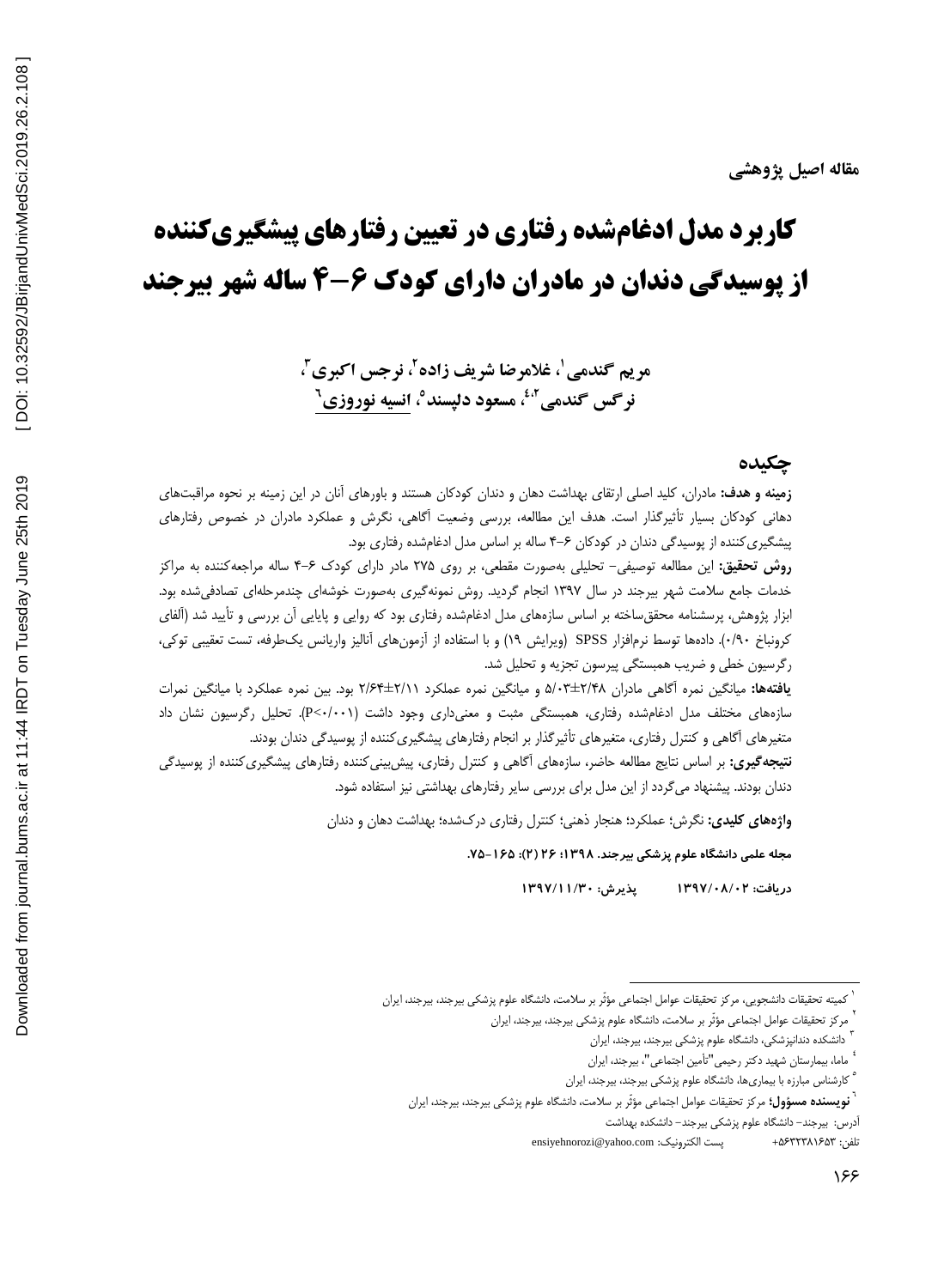مقاله اصیل پژوهشی

# کاربرد مدل ادغام‌شده رفتاری در تعیین رفتارهای پیشگیری‌کننده از پوسیدگی دندان در مادران دارای کودک ۶-۴ ساله شهر بیرجند

**مریم گندمی[۱]، غلامرضا شریف زاده[۲]، نرجس اکبری[۳]، نرگس گندمی[۲،۴]، مسعود دلپسند[۵]، انسیه نوروزی[۶]**

## چکیده

**زمینه و هدف:** مادران، کلید اصلی ارتقای بهداشت دهان و دندان کودکان هستند و باورهای آنان در این زمینه بر نحوه مراقبت‌های دهانی کودکان بسیار تأثیرگذار است. هدف این مطالعه، بررسی وضعیت آگاهی، نگرش و عملکرد مادران در خصوص رفتارهای پیشگیری‌کننده از پوسیدگی دندان در کودکان ۶-۴ ساله بر اساس مدل ادغام‌شده رفتاری بود.

**روش تحقیق:** این مطالعه توصیفی- تحلیلی به‌صورت مقطعی، بر روی ۲۷۵ مادر دارای کودک ۶-۴ ساله مراجعه‌کننده به مراکز خدمات جامع سلامت شهر بیرجند در سال ۱۳۹۷ انجام گردید. روش نمونه‌گیری به‌صورت خوشه‌ای چندمرحله‌ای تصادفی‌شده بود. ابزار پژوهش، پرسشنامه محقق‌ساخته بر اساس سازه‌های مدل ادغام‌شده رفتاری بود که روایی و پایایی آن بررسی و تأیید شد (آلفای کرونباخ ۰/۹۰). داده‌ها توسط نرم‌افزار SPSS (ویرایش ۱۹) و با استفاده از آزمون‌های آنالیز واریانس یک‌طرفه، تست تعقیبی توکی، رگرسیون خطی و ضریب همبستگی پیرسون تجزیه و تحلیل شد.

**یافته‌ها:** میانگین نمره آگاهی مادران ۲/۴۸±۵/۰۳ و میانگین نمره عملکرد ۲/۱۱±۲/۶۴ بود. بین نمره عملکرد با میانگین نمرات سازه‌های مختلف مدل ادغام‌شده رفتاری، همبستگی مثبت و معنی‌داری وجود داشت ($P<0.001$). تحلیل رگرسیون نشان داد متغیرهای آگاهی و کنترل رفتاری، متغیرهای تأثیرگذار بر انجام رفتارهای پیشگیری‌کننده از پوسیدگی دندان بودند.

**نتیجه‌گیری:** بر اساس نتایج مطالعه حاضر، سازه‌های آگاهی و کنترل رفتاری، پیش‌بینی‌کننده رفتارهای پیشگیری‌کننده از پوسیدگی دندان بودند. پیشنهاد می‌گردد از این مدل برای بررسی سایر رفتارهای بهداشتی نیز استفاده شود.

**واژه‌های کلیدی:** نگرش؛ عملکرد؛ هنجار ذهنی؛ کنترل رفتاری درک‌شده؛ بهداشت دهان و دندان

**مجله علمی دانشگاه علوم پزشکی بیرجند. ۱۳۹۸؛ ۲۶ (۲): ۱۶۵-۷۵.**

دریافت: ۱۳۹۷/۰۸/۰۲ پذیرش: ۱۳۹۷/۱۱/۳۰

---

[۱] کمیته تحقیقات دانشجویی، مرکز تحقیقات عوامل اجتماعی مؤثر بر سلامت، دانشگاه علوم پزشکی بیرجند، بیرجند، ایران

[۲] مرکز تحقیقات عوامل اجتماعی مؤثر بر سلامت، دانشگاه علوم پزشکی بیرجند، بیرجند، ایران

[۳] دانشکده دندانپزشکی، دانشگاه علوم پزشکی بیرجند، بیرجند، ایران

[۴] ماما، بیمارستان شهید دکتر رحیمی "تأمین اجتماعی"، بیرجند، ایران

[۵] کارشناس مبارزه با بیماری‌ها، دانشگاه علوم پزشکی بیرجند، بیرجند، ایران

[۶] **نویسنده مسؤول؛** مرکز تحقیقات عوامل اجتماعی مؤثر بر سلامت، دانشگاه علوم پزشکی بیرجند، بیرجند، ایران

آدرس: بیرجند- دانشگاه علوم پزشکی بیرجند- دانشکده بهداشت

تلفن: ۰۵۶۳۲۳۸۱۶۵۳+ پست الکترونیک: ensiyehnorozi@yahoo.com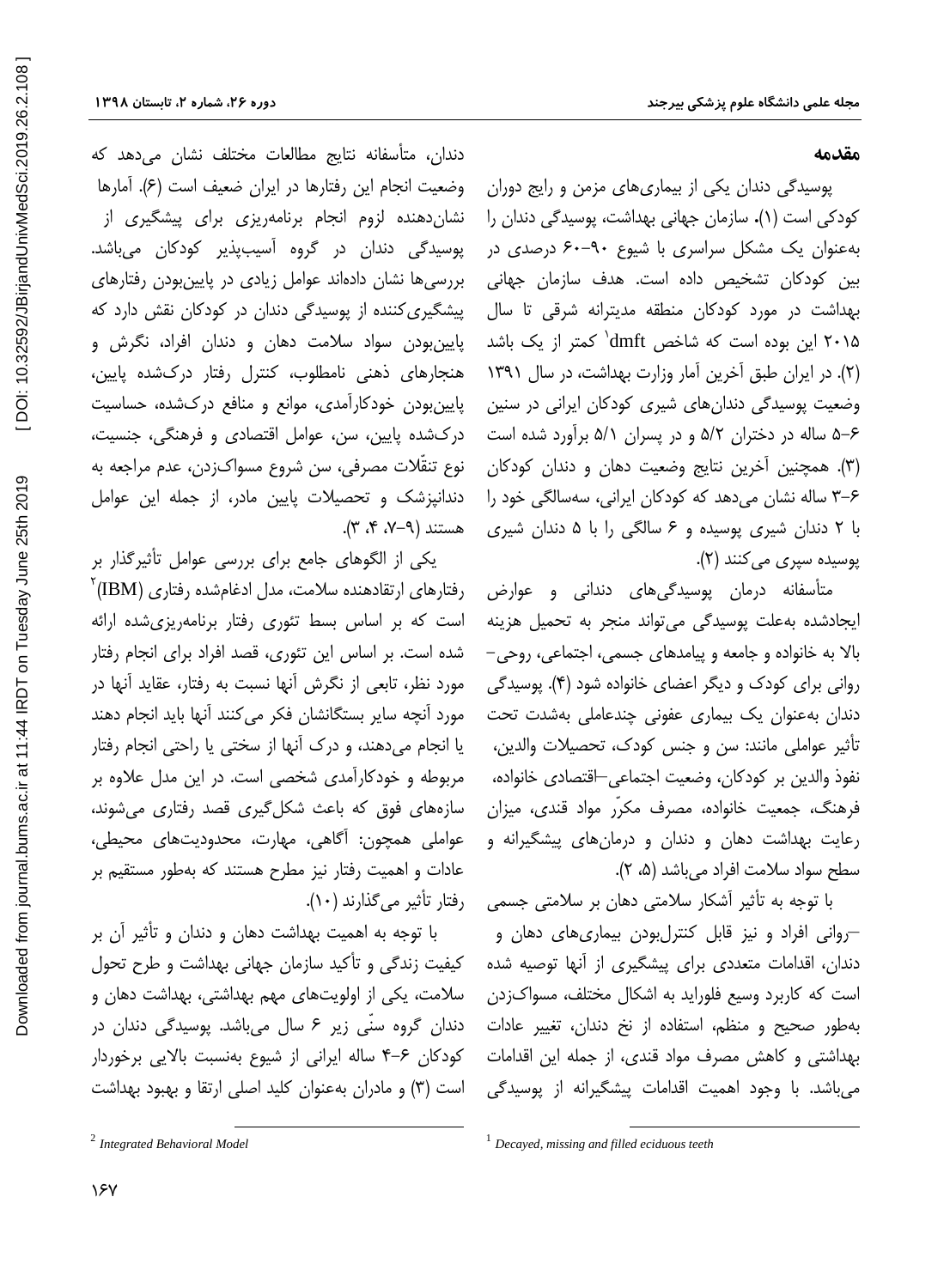## مقدمه

پوسیدگی دندان یکی از بیماری‌های مزمن و رایج دوران کودکی است (۱). سازمان جهانی بهداشت، پوسیدگی دندان را به‌عنوان یک مشکل سراسری با شیوع ۹۰-۶۰ درصدی در بین کودکان تشخیص داده است. هدف سازمان جهانی بهداشت در مورد کودکان منطقه مدیترانه شرقی تا سال ۲۰۱۵ این بوده است که شاخص dmft[1] کمتر از یک باشد (۲). در ایران طبق آخرین آمار وزارت بهداشت، در سال ۱۳۹۱ وضعیت پوسیدگی دندان‌های شیری کودکان ایرانی در سنین ۶-۵ ساله در دختران ۵/۲ و در پسران ۵/۱ برآورد شده است (۳). همچنین آخرین نتایج وضعیت دهان و دندان کودکان ۶-۳ ساله نشان می‌دهد که کودکان ایرانی، سه‌سالگی خود را با ۲ دندان شیری پوسیده و ۶ سالگی را با ۵ دندان شیری پوسیده سپری می‌کنند (۲).

متأسفانه درمان پوسیدگی‌های دندانی و عوارض ایجادشده به‌علت پوسیدگی می‌تواند منجر به تحمیل هزینه بالا به خانواده و جامعه و پیامدهای جسمی، اجتماعی، روحی- روانی برای کودک و دیگر اعضای خانواده شود (۴). پوسیدگی دندان به‌عنوان یک بیماری عفونی چندعاملی به‌شدت تحت تأثیر عواملی مانند: سن و جنس کودک، تحصیلات والدین، نفوذ والدین بر کودکان، وضعیت اجتماعی–اقتصادی خانواده، فرهنگ، جمعیت خانواده، مصرف مکرّر مواد قندی، میزان رعایت بهداشت دهان و دندان و درمان‌های پیشگیرانه و سطح سواد سلامت افراد می‌باشد (۵، ۲).

با توجه به تأثیر آشکار سلامتی دهان بر سلامتی جسمی –روانی افراد و نیز قابل کنترل‌بودن بیماری‌های دهان و دندان، اقدامات متعددی برای پیشگیری از آنها توصیه شده است که کاربرد وسیع فلوراید به اشکال مختلف، مسواک‌زدن به‌طور صحیح و منظم، استفاده از نخ دندان، تغییر عادات بهداشتی و کاهش مصرف مواد قندی، از جمله این اقدامات می‌باشد. با وجود اهمیت اقدامات پیشگیرانه از پوسیدگی دندان، متأسفانه نتایج مطالعات مختلف نشان می‌دهد که وضعیت انجام این رفتارها در ایران ضعیف است (۶). آمارها نشان‌دهنده لزوم انجام برنامه‌ریزی برای پیشگیری از پوسیدگی دندان در گروه آسیب‌پذیر کودکان می‌باشد. بررسی‌ها نشان داده‌اند عوامل زیادی در پایین‌بودن رفتارهای پیشگیری‌کننده از پوسیدگی دندان در کودکان نقش دارد که پایین‌بودن سواد سلامت دهان و دندان افراد، نگرش و هنجارهای ذهنی نامطلوب، کنترل رفتار درک‌شده پایین، پایین‌بودن خودکارآمدی، موانع و منافع درک‌شده، حساسیت درک‌شده پایین، سن، عوامل اقتصادی و فرهنگی، جنسیت، نوع تنقّلات مصرفی، سن شروع مسواک‌زدن، عدم مراجعه به دندانپزشک و تحصیلات پایین مادر، از جمله این عوامل هستند (۹-۷، ۴، ۳).

یکی از الگوهای جامع برای بررسی عوامل تأثیرگذار بر رفتارهای ارتقادهنده سلامت، مدل ادغام‌شده رفتاری (IBM)[2] است که بر اساس بسط تئوری رفتار برنامه‌ریزی‌شده ارائه شده است. بر اساس این تئوری، قصد افراد برای انجام رفتار مورد نظر، تابعی از نگرش آنها نسبت به رفتار، عقاید آنها در مورد آنچه سایر بستگانشان فکر می‌کنند آنها باید انجام دهند یا انجام می‌دهند، و درک آنها از سختی یا راحتی انجام رفتار مربوطه و خودکارآمدی شخصی است. در این مدل علاوه بر سازه‌های فوق که باعث شکل‌گیری قصد رفتاری می‌شوند، عواملی همچون: آگاهی، مهارت، محدودیت‌های محیطی، عادات و اهمیت رفتار نیز مطرح هستند که به‌طور مستقیم بر رفتار تأثیر می‌گذارند (۱۰).

با توجه به اهمیت بهداشت دهان و دندان و تأثیر آن بر کیفیت زندگی و تأکید سازمان جهانی بهداشت و طرح تحول سلامت، یکی از اولویت‌های مهم بهداشتی، بهداشت دهان و دندان گروه سنّی زیر ۶ سال می‌باشد. پوسیدگی دندان در کودکان ۶-۴ ساله ایرانی از شیوع به‌نسبت بالایی برخوردار است (۳) و مادران به‌عنوان کلید اصلی ارتقا و بهبود بهداشت

---

[1] *Decayed, missing and filled eciduous teeth*

[2] *Integrated Behavioral Model*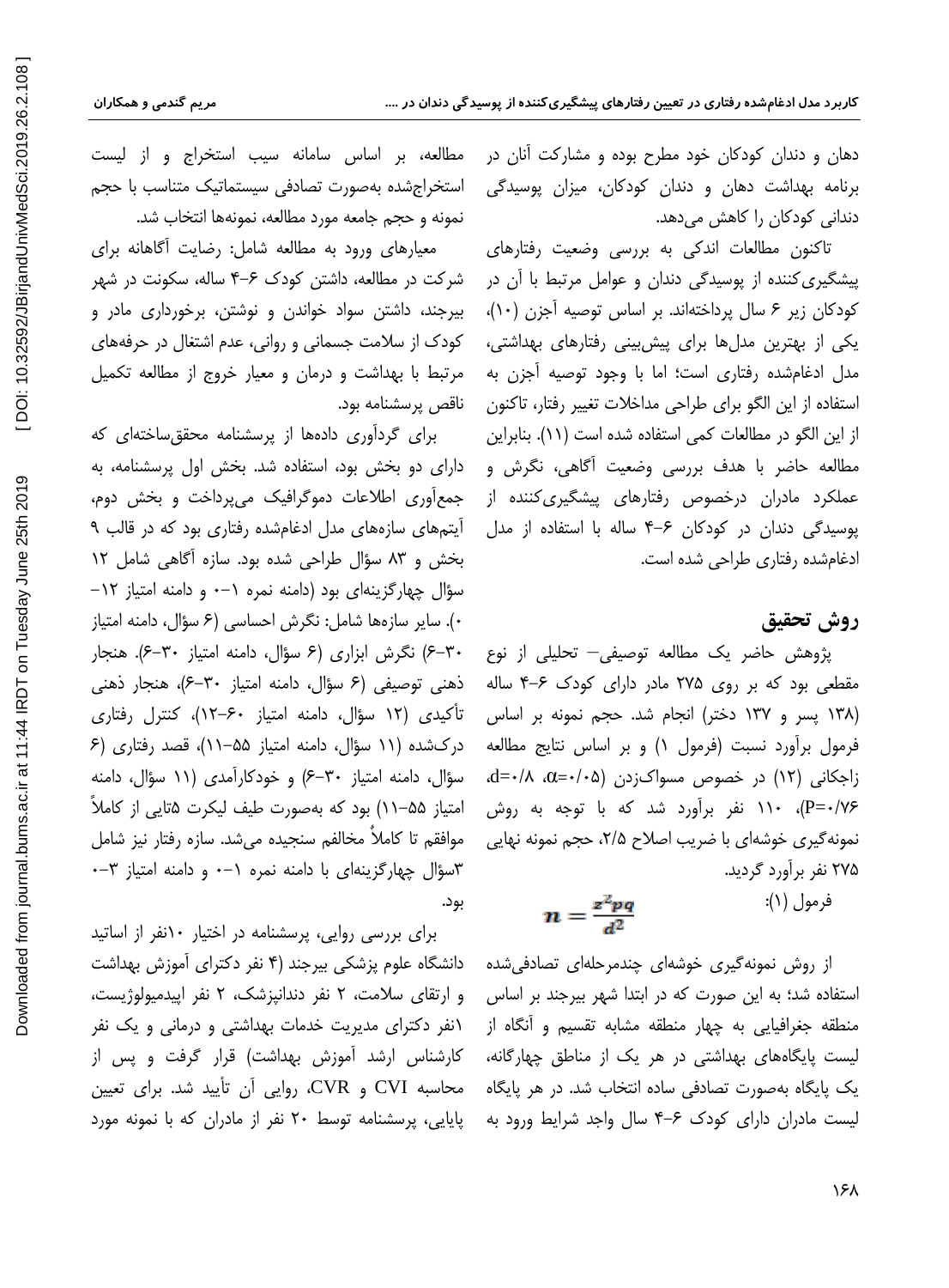دهان و دندان کودکان خود مطرح بوده و مشارکت آنان در برنامه بهداشت دهان و دندان کودکان، میزان پوسیدگی دندانی کودکان را کاهش می‌دهد.

تاکنون مطالعات اندکی به بررسی وضعیت رفتارهای پیشگیری‌کننده از پوسیدگی دندان و عوامل مرتبط با آن در کودکان زیر ۶ سال پرداخته‌اند. بر اساس توصیه آجزن (۱۰)، یکی از بهترین مدل‌ها برای پیش‌بینی رفتارهای بهداشتی، مدل ادغام‌شده رفتاری است؛ اما با وجود توصیه آجزن به استفاده از این الگو برای طراحی مداخلات تغییر رفتار، تاکنون از این الگو در مطالعات کمی استفاده شده است (۱۱). بنابراین مطالعه حاضر با هدف بررسی وضعیت آگاهی، نگرش و عملکرد مادران درخصوص رفتارهای پیشگیری‌کننده از پوسیدگی دندان در کودکان ۶-۴ ساله با استفاده از مدل ادغام‌شده رفتاری طراحی شده است.

## روش تحقیق

پژوهش حاضر یک مطالعه توصیفی- تحلیلی از نوع مقطعی بود که بر روی ۲۷۵ مادر دارای کودک ۶-۴ ساله (۱۳۸ پسر و ۱۳۷ دختر) انجام شد. حجم نمونه بر اساس فرمول برآورد نسبت (فرمول ۱) و بر اساس نتایج مطالعه زاجکانی (۱۲) در خصوص مسواک‌زدن ($d=0/8$ ،$\alpha=0/05$، $P=0/76$)، ۱۱۰ نفر برآورد شد که با توجه به روش نمونه‌گیری خوشه‌ای با ضریب اصلاح ۲/۵، حجم نمونه نهایی ۲۷۵ نفر برآورد گردید.

فرمول (۱):

$$n = \frac{z^2pq}{d^2}$$

از روش نمونه‌گیری خوشه‌ای چندمرحله‌ای تصادفی‌شده استفاده شد؛ به این صورت که در ابتدا شهر بیرجند بر اساس منطقه جغرافیایی به چهار منطقه مشابه تقسیم و آنگاه از لیست پایگاه‌های بهداشتی در هر یک از مناطق چهارگانه، یک پایگاه به‌صورت تصادفی ساده انتخاب شد. در هر پایگاه لیست مادران دارای کودک ۶-۴ سال واجد شرایط ورود به مطالعه، بر اساس سامانه سیب استخراج و از لیست استخراج‌شده به‌صورت تصادفی سیستماتیک متناسب با حجم نمونه و حجم جامعه مورد مطالعه، نمونه‌ها انتخاب شد.

معیارهای ورود به مطالعه شامل: رضایت آگاهانه برای شرکت در مطالعه، داشتن کودک ۶-۴ ساله، سکونت در شهر بیرجند، داشتن سواد خواندن و نوشتن، برخورداری مادر و کودک از سلامت جسمانی و روانی، عدم اشتغال در حرفه‌های مرتبط با بهداشت و درمان و معیار خروج از مطالعه تکمیل ناقص پرسشنامه بود.

برای گردآوری داده‌ها از پرسشنامه محقق‌ساخته‌ای که دارای دو بخش بود، استفاده شد. بخش اول پرسشنامه، به جمع‌آوری اطلاعات دموگرافیک می‌پرداخت و بخش دوم، آیتم‌های سازه‌های مدل ادغام‌شده رفتاری بود که در قالب ۹ بخش و ۸۳ سؤال طراحی شده بود. سازه آگاهی شامل ۱۲ سؤال چهارگزینه‌ای بود (دامنه نمره ۱-۰ و دامنه امتیاز ۱۲-۰). سایر سازه‌ها شامل: نگرش احساسی (۶ سؤال، دامنه امتیاز ۳۰-۶) نگرش ابزاری (۶ سؤال، دامنه امتیاز ۳۰-۶). هنجار ذهنی توصیفی (۶ سؤال، دامنه امتیاز ۳۰-۶)، هنجار ذهنی تأکیدی (۱۲ سؤال، دامنه امتیاز ۶۰-۱۲)، کنترل رفتاری درک‌شده (۱۱ سؤال، دامنه امتیاز ۵۵-۱۱)، قصد رفتاری (۶ سؤال، دامنه امتیاز ۳۰-۶) و خودکارآمدی (۱۱ سؤال، دامنه امتیاز ۵۵-۱۱) بود که به‌صورت طیف لیکرت ۵تایی از کاملاً موافقم تا کاملاً مخالفم سنجیده می‌شد. سازه رفتار نیز شامل ۳سؤال چهارگزینه‌ای با دامنه نمره ۱-۰ و دامنه امتیاز ۳-۰ بود.

برای بررسی روایی، پرسشنامه در اختیار ۱۰نفر از اساتید دانشگاه علوم پزشکی بیرجند (۴ نفر دکترای آموزش بهداشت و ارتقای سلامت، ۲ نفر دندانپزشک، ۲ نفر اپیدمیولوژیست، ۱نفر دکترای مدیریت خدمات بهداشتی و درمانی و یک نفر کارشناس ارشد آموزش بهداشت) قرار گرفت و پس از محاسبه CVI و CVR، روایی آن تأیید شد. برای تعیین پایایی، پرسشنامه توسط ۲۰ نفر از مادران که با نمونه مورد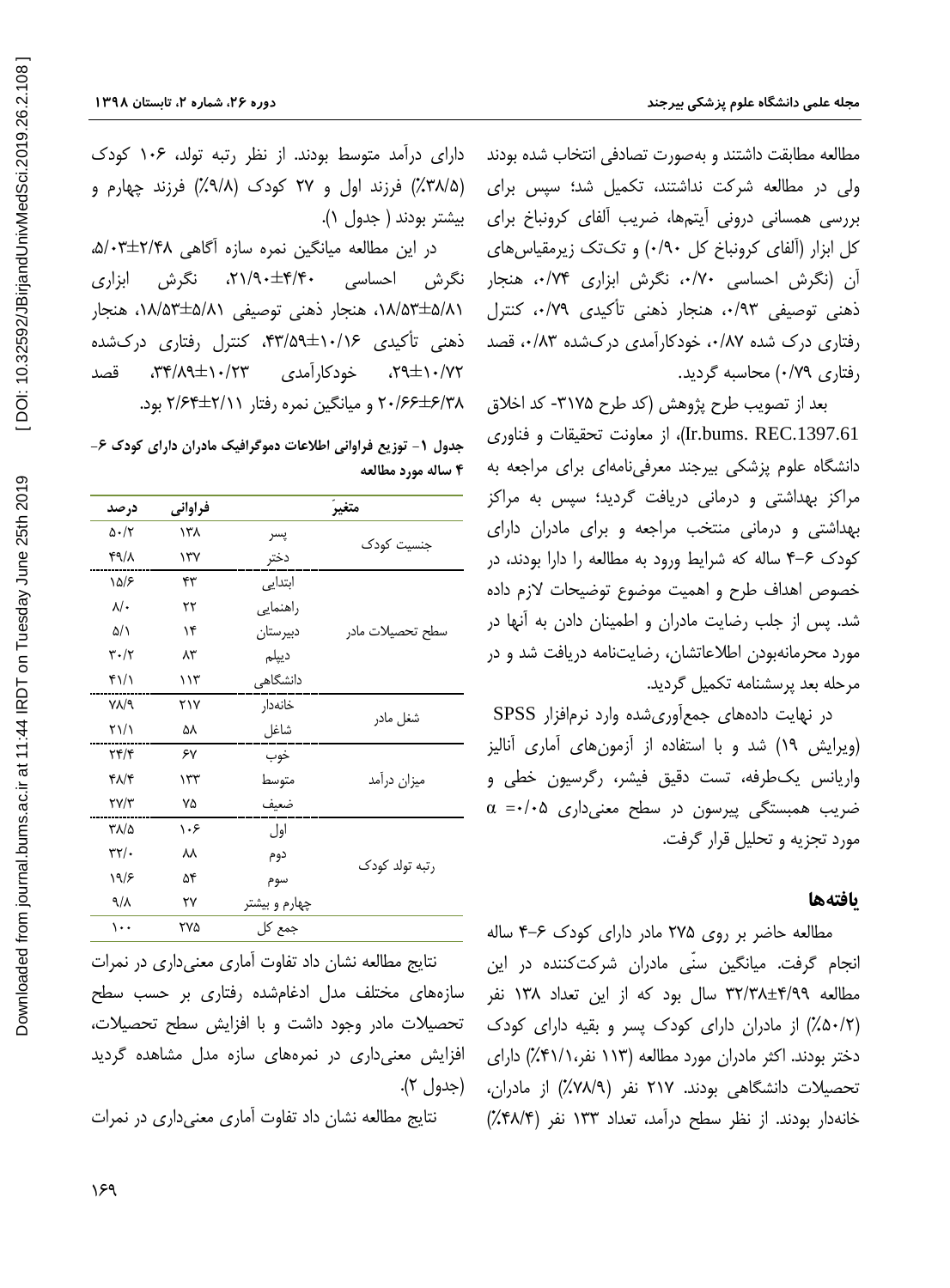مطالعه مطابقت داشتند و به‌صورت تصادفی انتخاب شده بودند ولی در مطالعه شرکت نداشتند، تکمیل شد؛ سپس برای بررسی همسانی درونی آیتم‌ها، ضریب آلفای کرونباخ برای کل ابزار (آلفای کرونباخ کل ۰/۹۰) و تک‌تک زیرمقیاس‌های آن (نگرش احساسی ۰/۷۰، نگرش ابزاری ۰/۷۴، هنجار ذهنی توصیفی ۰/۹۳، هنجار ذهنی تأکیدی ۰/۷۹، کنترل رفتاری درک شده ۰/۸۷، خودکارآمدی درک‌شده ۰/۸۳، قصد رفتاری ۰/۷۹) محاسبه گردید.

بعد از تصویب طرح پژوهش (کد طرح ۳۱۷۵- کد اخلاق Ir.bums. REC.1397.61)، از معاونت تحقیقات و فناوری دانشگاه علوم پزشکی بیرجند معرفی‌نامه‌ای برای مراجعه به مراکز بهداشتی و درمانی دریافت گردید؛ سپس به مراکز بهداشتی و درمانی منتخب مراجعه و برای مادران دارای کودک ۶-۴ ساله که شرایط ورود به مطالعه را دارا بودند، در خصوص اهداف طرح و اهمیت موضوع توضیحات لازم داده شد. پس از جلب رضایت مادران و اطمینان دادن به آنها در مورد محرمانه‌بودن اطلاعاتشان، رضایت‌نامه دریافت شد و در مرحله بعد پرسشنامه تکمیل گردید.

در نهایت داده‌های جمع‌آوری‌شده وارد نرم‌افزار SPSS (ویرایش ۱۹) شد و با استفاده از آزمون‌های آماری آنالیز واریانس یک‌طرفه، تست دقیق فیشر، رگرسیون خطی و ضریب همبستگی پیرسون در سطح معنی‌داری $\alpha = 0.05$ مورد تجزیه و تحلیل قرار گرفت.

## یافته‌ها

مطالعه حاضر بر روی ۲۷۵ مادر دارای کودک ۶-۴ ساله انجام گرفت. میانگین سنّی مادران شرکت‌کننده در این مطالعه ۴/۹۹±۳۲/۳۸ سال بود که از این تعداد ۱۳۸ نفر (۵۰/۲٪) از مادران دارای کودک پسر و بقیه دارای کودک دختر بودند. اکثر مادران مورد مطالعه (۱۱۳ نفر،۴۱/۱٪) دارای تحصیلات دانشگاهی بودند. ۲۱۷ نفر (۷۸/۹٪) از مادران، خانه‌دار بودند. از نظر سطح درآمد، تعداد ۱۳۳ نفر (۴۸/۴٪) دارای درآمد متوسط بودند. از نظر رتبه تولد، ۱۰۶ کودک (۳۸/۵٪) فرزند اول و ۲۷ کودک (۹/۸٪) فرزند چهارم و بیشتر بودند ( جدول ۱).

در این مطالعه میانگین نمره سازه آگاهی ۲/۴۸±۵/۰۳، نگرش احساسی ۴/۴۰±۲۱/۹۰، نگرش ابزاری ۵/۸۱±۱۸/۵۳، هنجار ذهنی توصیفی ۵/۸۱±۱۸/۵۳، هنجار ذهنی تأکیدی ۱۰/۱۶±۴۳/۵۹، کنترل رفتاری درک‌شده ۱۰/۷۲±۲۹، خودکارآمدی ۱۰/۲۳±۳۴/۸۹، قصد ۶/۳۸±۲۰/۶۶ و میانگین نمره رفتار ۲/۱۱±۲/۶۴ بود.

**جدول ۱- توزیع فراوانی اطلاعات دموگرافیک مادران دارای کودک ۶-۴ ساله مورد مطالعه**

| متغیر | | فراوانی | درصد |
|---|---|---|---|
| جنسیت کودک | پسر | ۱۳۸ | ۵۰/۲ |
| | دختر | ۱۳۷ | ۴۹/۸ |
| سطح تحصیلات مادر | ابتدایی | ۴۳ | ۱۵/۶ |
| | راهنمایی | ۲۲ | ۸/۰ |
| | دبیرستان | ۱۴ | ۵/۱ |
| | دیپلم | ۸۳ | ۳۰/۲ |
| | دانشگاهی | ۱۱۳ | ۴۱/۱ |
| شغل مادر | خانه‌دار | ۲۱۷ | ۷۸/۹ |
| | شاغل | ۵۸ | ۲۱/۱ |
| میزان درآمد | خوب | ۶۷ | ۲۴/۴ |
| | متوسط | ۱۳۳ | ۴۸/۴ |
| | ضعیف | ۷۵ | ۲۷/۳ |
| رتبه تولد کودک | اول | ۱۰۶ | ۳۸/۵ |
| | دوم | ۸۸ | ۳۲/۰ |
| | سوم | ۵۴ | ۱۹/۶ |
| | چهارم و بیشتر | ۲۷ | ۹/۸ |
| | جمع کل | ۲۷۵ | ۱۰۰ |

نتایج مطالعه نشان داد تفاوت آماری معنی‌داری در نمرات سازه‌های مختلف مدل ادغام‌شده رفتاری بر حسب سطح تحصیلات مادر وجود داشت و با افزایش سطح تحصیلات، افزایش معنی‌داری در نمره‌های سازه مدل مشاهده گردید (جدول ۲).

نتایج مطالعه نشان داد تفاوت آماری معنی‌داری در نمرات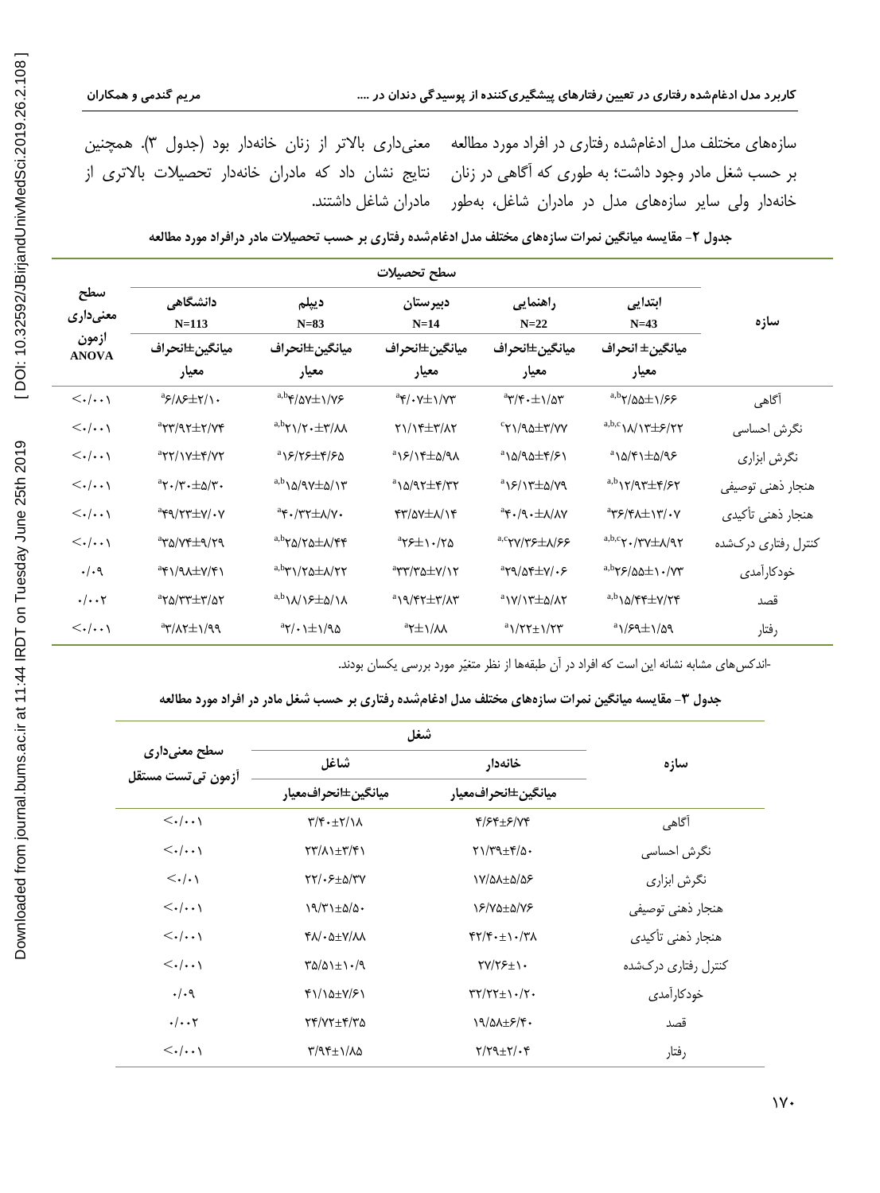سازه‌های مختلف مدل ادغام‌شده رفتاری در افراد مورد مطالعه بر حسب شغل مادر وجود داشت؛ به طوری که آگاهی در زنان خانه‌دار ولی سایر سازه‌های مدل در مادران شاغل، به‌طور معنی‌داری بالاتر از زنان خانه‌دار بود (جدول ۳). همچنین نتایج نشان داد که مادران خانه‌دار تحصیلات بالاتری از مادران شاغل داشتند.

**جدول ۲- مقایسه میانگین نمرات سازه‌های مختلف مدل ادغام‌شده رفتاری بر حسب تحصیلات مادر درافراد مورد مطالعه**

| سازه | سطح تحصیلات | | | | | سطح معنی‌داری آزمون ANOVA |
|---|---|---|---|---|---|---|
| | ابتدایی N=43 | راهنمایی N=22 | دبیرستان N=14 | دیپلم N=83 | دانشگاهی N=113 | |
| | میانگین± انحراف معیار | میانگین±انحراف معیار | میانگین±انحراف معیار | میانگین±انحراف معیار | میانگین±انحراف معیار | |
| آگاهی | a,b۲/۵۵±۱/۶۶ | a۳/۴۰±۱/۵۳ | a۴/۰۷±۱/۷۳ | a,b۴/۵۷±۱/۷۶ | a۶/۸۶±۲/۱۰ | <۰/۰۰۱ |
| نگرش احساسی | a,b,c۱۸/۱۳±۶/۲۲ | c۲۱/۹۵±۳/۷۷ | ۲۱/۱۴±۳/۸۲ | a,b۲۱/۲۰±۳/۸۸ | a۲۳/۹۲±۲/۷۴ | <۰/۰۰۱ |
| نگرش ابزاری | a۱۵/۴۱±۵/۹۶ | a۱۵/۹۵±۴/۶۱ | a۱۶/۱۴±۵/۹۸ | a۱۶/۲۶±۴/۶۵ | a۲۲/۱۷±۴/۷۲ | <۰/۰۰۱ |
| هنجار ذهنی توصیفی | a,b۱۲/۹۳±۴/۶۲ | a۱۶/۱۳±۵/۷۹ | a۱۵/۹۲±۴/۳۲ | a,b۱۵/۹۷±۵/۱۳ | a۲۰/۳۰±۵/۳۰ | <۰/۰۰۱ |
| هنجار ذهنی تأکیدی | a۳۶/۴۸±۱۳/۰۷ | a۴۰/۹۰±۸/۸۷ | ۴۳/۵۷±۸/۱۴ | a۴۰/۳۲±۸/۷۰ | a۴۹/۲۳±۷/۰۷ | <۰/۰۰۱ |
| کنترل رفتاری درک‌شده | a,b,c۲۰/۳۷±۸/۹۲ | a,c۲۷/۳۶±۸/۶۶ | a۲۶±۱۰/۲۵ | a,b۲۵/۲۵±۸/۴۴ | a۳۵/۷۴±۹/۲۹ | <۰/۰۰۱ |
| خودکارآمدی | a,b۲۶/۵۵±۱۰/۷۳ | a۲۹/۵۴±۷/۰۶ | a۳۳/۳۵±۷/۱۲ | a,b۳۱/۲۵±۸/۲۲ | a۴۱/۹۸±۷/۴۱ | ۰/۰۹ |
| قصد | a,b۱۵/۴۴±۷/۲۴ | a۱۷/۱۳±۵/۸۲ | a۱۹/۴۲±۳/۸۳ | a,b۱۸/۱۶±۵/۱۸ | a۲۵/۳۳±۳/۵۲ | ۰/۰۰۲ |
| رفتار | a۱/۶۹±۱/۵۹ | a۱/۲۲±۱/۲۳ | a۲±۱/۸۸ | a۲/۰۱±۱/۹۵ | a۳/۸۲±۱/۹۹ | <۰/۰۰۱ |

-اندکس‌های مشابه نشانه این است که افراد در آن طبقه‌ها از نظر متغیّر مورد بررسی یکسان بودند.

**جدول ۳- مقایسه میانگین نمرات سازه‌های مختلف مدل ادغام‌شده رفتاری بر حسب شغل مادر در افراد مورد مطالعه**

| سازه | شغل | | سطح معنی‌داری آزمون تی‌تست مستقل |
|---|---|---|---|
| | خانه‌دار | شاغل | |
| | میانگین±انحراف‌معیار | میانگین±انحراف‌معیار | |
| آگاهی | ۴/۶۴±۶/۷۴ | ۳/۴۰±۲/۱۸ | <۰/۰۰۱ |
| نگرش احساسی | ۲۱/۳۹±۴/۵۰ | ۲۳/۸۱±۳/۴۱ | <۰/۰۰۱ |
| نگرش ابزاری | ۱۷/۵۸±۵/۵۶ | ۲۲/۰۶±۵/۳۷ | <۰/۰۱ |
| هنجار ذهنی توصیفی | ۱۶/۷۵±۵/۷۶ | ۱۹/۳۱±۵/۵۰ | <۰/۰۰۱ |
| هنجار ذهنی تأکیدی | ۴۲/۴۰±۱۰/۳۸ | ۴۸/۰۵±۷/۸۸ | <۰/۰۰۱ |
| کنترل رفتاری درک‌شده | ۲۷/۲۶±۱۰ | ۳۵/۵۱±۱۰/۹ | <۰/۰۰۱ |
| خودکارآمدی | ۳۲/۲۲±۱۰/۲۰ | ۴۱/۱۵±۷/۶۱ | ۰/۰۹ |
| قصد | ۱۹/۵۸±۶/۴۰ | ۲۴/۷۲±۴/۳۵ | ۰/۰۰۲ |
| رفتار | ۲/۲۹±۲/۰۴ | ۳/۹۴±۱/۸۵ | <۰/۰۰۱ |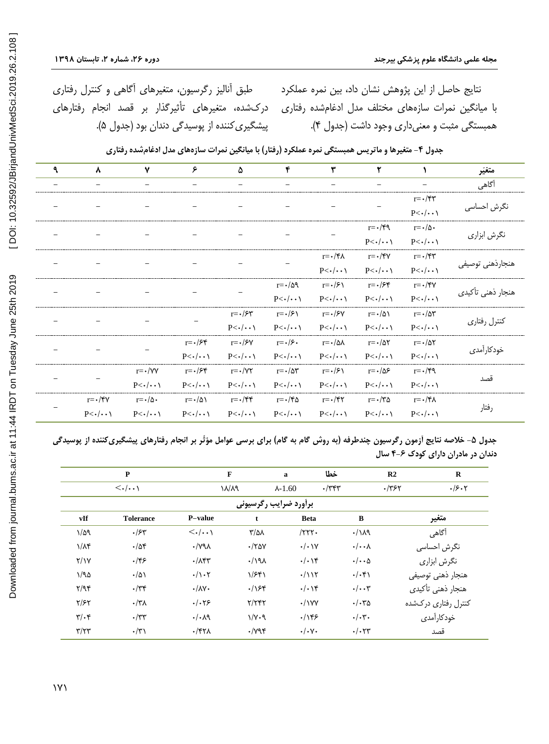نتایج حاصل از این پژوهش نشان داد، بین نمره عملکرد با میانگین نمرات سازه‌های مختلف مدل ادغام‌شده رفتاری همبستگی مثبت و معنی‌داری وجود داشت (جدول ۴).

طبق آنالیز رگرسیون، متغیرهای آگاهی و کنترل رفتاری درک‌شده، متغیرهای تأثیرگذار بر قصد انجام رفتارهای پیشگیری‌کننده از پوسیدگی دندان بود (جدول ۵).

**جدول ۴- متغیرها و ماتریس همبستگی نمره عملکرد (رفتار) با میانگین نمرات سازه‌های مدل ادغام‌شده رفتاری**

| متغیر | ۱ | ۲ | ۳ | ۴ | ۵ | ۶ | ۷ | ۸ | ۹ |
|---|---|---|---|---|---|---|---|---|---|
| آگاهی | – | – | – | – | – | – | – | – | – |
| نگرش احساسی | r=۰/۴۳ P<۰/۰۰۱ | – | – | – | – | – | – | – | – |
| نگرش ابزاری | r=۰/۵۰ P<۰/۰۰۱ | r=۰/۴۹ P<۰/۰۰۱ | – | – | – | – | – | – | – |
| هنجارذهنی توصیفی | r=۰/۴۳ P<۰/۰۰۱ | r=۰/۴۷ P<۰/۰۰۱ | r=۰/۴۸ P<۰/۰۰۱ | – | – | – | – | – | – |
| هنجار ذهنی تأکیدی | r=۰/۴۷ P<۰/۰۰۱ | r=۰/۶۴ P<۰/۰۰۱ | r=۰/۶۱ P<۰/۰۰۱ | r=۰/۵۹ P<۰/۰۰۱ | – | – | – | – | – |
| کنترل رفتاری | r=۰/۵۳ P<۰/۰۰۱ | r=۰/۵۱ P<۰/۰۰۱ | r=۰/۶۷ P<۰/۰۰۱ | r=۰/۶۱ P<۰/۰۰۱ | r=۰/۶۳ P<۰/۰۰۱ | – | – | – | – |
| خودکارآمدی | r=۰/۵۲ P<۰/۰۰۱ | r=۰/۵۲ P<۰/۰۰۱ | r=۰/۵۸ P<۰/۰۰۱ | r=۰/۶۰ P<۰/۰۰۱ | r=۰/۶۷ P<۰/۰۰۱ | r=۰/۶۴ P<۰/۰۰۱ | – | – | – |
| قصد | r=۰/۴۹ P<۰/۰۰۱ | r=۰/۵۶ P<۰/۰۰۱ | r=۰/۶۱ P<۰/۰۰۱ | r=۰/۵۳ P<۰/۰۰۱ | r=۰/۷۲ P<۰/۰۰۱ | r=۰/۶۴ P<۰/۰۰۱ | r=۰/۷۷ P<۰/۰۰۱ | – | – |
| رفتار | r=۰/۴۸ P<۰/۰۰۱ | r=۰/۳۵ P<۰/۰۰۱ | r=۰/۴۲ P<۰/۰۰۱ | r=۰/۴۵ P<۰/۰۰۱ | r=۰/۴۴ P<۰/۰۰۱ | r=۰/۵۱ P<۰/۰۰۱ | r=۰/۵۰ P<۰/۰۰۱ | r=۰/۴۷ P<۰/۰۰۱ | – |

**جدول ۵- خلاصه نتایج آزمون رگرسیون چندطرفه (به روش گام به گام) برای بررسی عوامل مؤثر بر انجام رفتارهای پیشگیری‌کننده از پوسیدگی دندان در مادران دارای کودک ۶-۴ سال**

| R | R2 | خطا | a | F | P |
|---|---|---|---|---|---|
| ۰/۶۰۲ | ۰/۳۶۲ | ۰/۳۴۳ | 1.60-۸ | ۱۸/۸۹ | <۰/۰۰۱ |

**برآورد ضرایب رگرسیونی**

| متغیر | B | Beta | t | P–value | Tolerance | vIf |
|---|---|---|---|---|---|---|
| آگاهی | ۰/۱۸۹ | ۰/۲۲۲ | ۳/۵۸ | <۰/۰۰۱ | ۰/۶۳ | ۱/۵۹ |
| نگرش احساسی | ۰/۰۰۸ | ۰/۰۱۷ | ۰/۲۵۷ | ۰/۷۹۸ | ۰/۵۴ | ۱/۸۴ |
| نگرش ابزاری | ۰/۰۰۵ | ۰/۰۱۴ | ۰/۱۹۸ | ۰/۸۴۳ | ۰/۴۶ | ۲/۱۷ |
| هنجار ذهنی توصیفی | ۰/۰۴۱ | ۰/۱۱۲ | ۱/۶۴۱ | ۰/۱۰۲ | ۰/۵۱ | ۱/۹۵ |
| هنجار ذهنی تأکیدی | ۰/۰۰۳ | ۰/۰۱۴ | ۰/۱۶۴ | ۰/۸۷۰ | ۰/۳۴ | ۲/۹۴ |
| کنترل رفتاری درک‌شده | ۰/۰۳۵ | ۰/۱۷۷ | ۲/۲۴۲ | ۰/۰۲۶ | ۰/۳۸ | ۲/۶۲ |
| خودکارآمدی | ۰/۰۳۰ | ۰/۱۴۶ | ۱/۷۰۹ | ۰/۰۸۹ | ۰/۳۳ | ۳/۰۴ |
| قصد | ۰/۰۲۳ | ۰/۰۷۰ | ۰/۷۹۴ | ۰/۴۲۸ | ۰/۳۱ | ۳/۲۳ |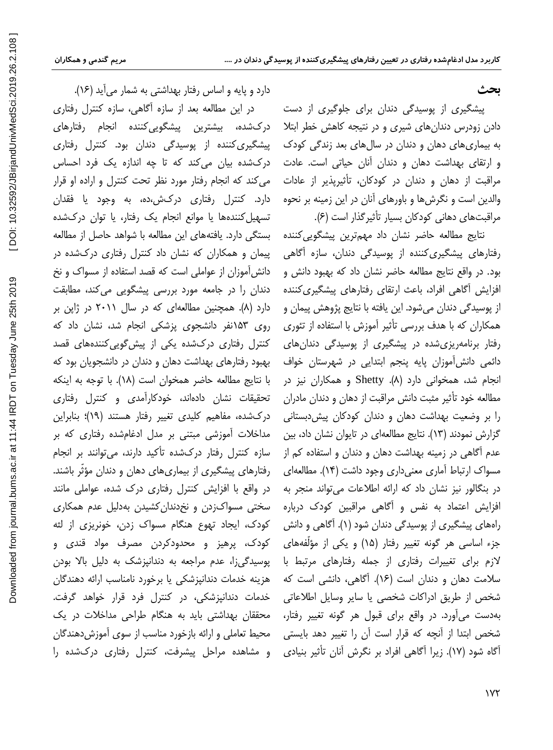## بحث

پیشگیری از پوسیدگی دندان برای جلوگیری از دست دادن زودرس دندان‌های شیری و در نتیجه کاهش خطر ابتلا به بیماری‌های دهان و دندان در سال‌های بعد زندگی کودک و ارتقای بهداشت دهان و دندان آنان حیاتی است. عادت مراقبت از دهان و دندان در کودکان، تأثیرپذیر از عادات والدین است و نگرش‌ها و باورهای آنان در این زمینه بر نحوه مراقبت‌های دهانی کودکان بسیار تأثیرگذار است (۶).

نتایج مطالعه حاضر نشان داد مهم‌ترین پیشگویی‌کننده رفتارهای پیشگیری‌کننده از پوسیدگی دندان، سازه آگاهی بود. در واقع نتایج مطالعه حاضر نشان داد که بهبود دانش و افزایش آگاهی افراد، باعث ارتقای رفتارهای پیشگیری‌کننده از پوسیدگی دندان می‌شود. این یافته با نتایج پژوهش پیمان و همکاران که با هدف بررسی تأثیر آموزش با استفاده از تئوری رفتار برنامه‌ریزی‌شده در پیشگیری از پوسیدگی دندان‌های دائمی دانش‌آموزان پایه پنجم ابتدایی در شهرستان خواف انجام شد، همخوانی دارد (۸). Shetty و همکاران نیز در مطالعه خود تأثیر مثبت دانش مراقبت از دهان و دندان مادران را بر وضعیت بهداشت دهان و دندان کودکان پیش‌دبستانی گزارش نمودند (۱۳). نتایج مطالعه‌ای در تایوان نشان داد، بین عدم آگاهی در زمینه بهداشت دهان و دندان و استفاده کم از مسواک ارتباط آماری معنی‌داری وجود داشت (۱۴). مطالعه‌ای در بنگالور نیز نشان داد که ارائه اطلاعات می‌تواند منجر به افزایش اعتماد به نفس و آگاهی مراقبین کودک درباره راه‌های پیشگیری از پوسیدگی دندان شود (۱). آگاهی و دانش جزء اساسی هر گونه تغییر رفتار (۱۵) و یکی از مؤلّفه‌های لازم برای تغییرات رفتاری از جمله رفتارهای مرتبط با سلامت دهان و دندان است (۱۶). آگاهی، دانشی است که شخص از طریق ادراکات شخصی یا سایر وسایل اطلاعاتی به‌دست می‌آورد. در واقع برای قبول هر گونه تغییر رفتار، شخص ابتدا از آنچه که قرار است آن را تغییر دهد بایستی آگاه شود (۱۷). زیرا آگاهی افراد بر نگرش آنان تأثیر بنیادی دارد و پایه و اساس رفتار بهداشتی به شمار می‌آید (۱۶).

در این مطالعه بعد از سازه آگاهی، سازه کنترل رفتاری درک‌شده، بیشترین پیشگویی‌کننده انجام رفتارهای پیشگیری‌کننده از پوسیدگی دندان بود. کنترل رفتاری درک‌شده بیان می‌کند که تا چه اندازه یک فرد احساس می‌کند که انجام رفتار مورد نظر تحت کنترل و اراده او قرار دارد. کنترل رفتاری درک‌شده، به وجود یا فقدان تسهیل‌کننده‌ها یا موانع انجام یک رفتار، یا توان درک‌شده بستگی دارد. یافته‌های این مطالعه با شواهد حاصل از مطالعه پیمان و همکاران که نشان داد کنترل رفتاری درک‌شده در دانش‌آموزان از عواملی است که قصد استفاده از مسواک و نخ دندان را در جامعه مورد بررسی پیشگویی می‌کند، مطابقت دارد (۸). همچنین مطالعه‌ای که در سال ۲۰۱۱ در ژاپن بر روی ۱۵۳نفر دانشجوی پزشکی انجام شد، نشان داد که کنترل رفتاری درک‌شده یکی از پیش‌گویی‌کننده‌های قصد بهبود رفتارهای بهداشت دهان و دندان در دانشجویان بود که با نتایج مطالعه حاضر همخوان است (۱۸). با توجه به اینکه تحقیقات نشان داده‌اند، خودکارآمدی و کنترل رفتاری درک‌شده، مفاهیم کلیدی تغییر رفتار هستند (۱۹)؛ بنابراین مداخلات آموزشی مبتنی بر مدل ادغام‌شده رفتاری که بر سازه کنترل رفتار درک‌شده تأکید دارند، می‌توانند بر انجام رفتارهای پیشگیری‌کننده از بیماری‌های دهان و دندان مؤثّر باشند. در واقع با افزایش کنترل رفتاری درک شده، عواملی مانند سختی مسواک‌زدن و نخ‌دندان‌کشیدن به‌دلیل عدم همکاری کودک، ایجاد تهوع هنگام مسواک زدن، خونریزی از لثه کودک، پرهیز و محدودکردن مصرف مواد قندی و پوسیدگی‌زا، عدم مراجعه به دندانپزشک به دلیل بالا بودن هزینه خدمات دندانپزشکی یا برخورد نامناسب ارائه دهندگان خدمات دندانپزشکی، در کنترل فرد قرار خواهد گرفت. محققان بهداشتی باید به هنگام طراحی مداخلات در یک محیط تعاملی و ارائه بازخورد مناسب از سوی آموزش‌دهندگان و مشاهده مراحل پیشرفت، کنترل رفتاری درک‌شده را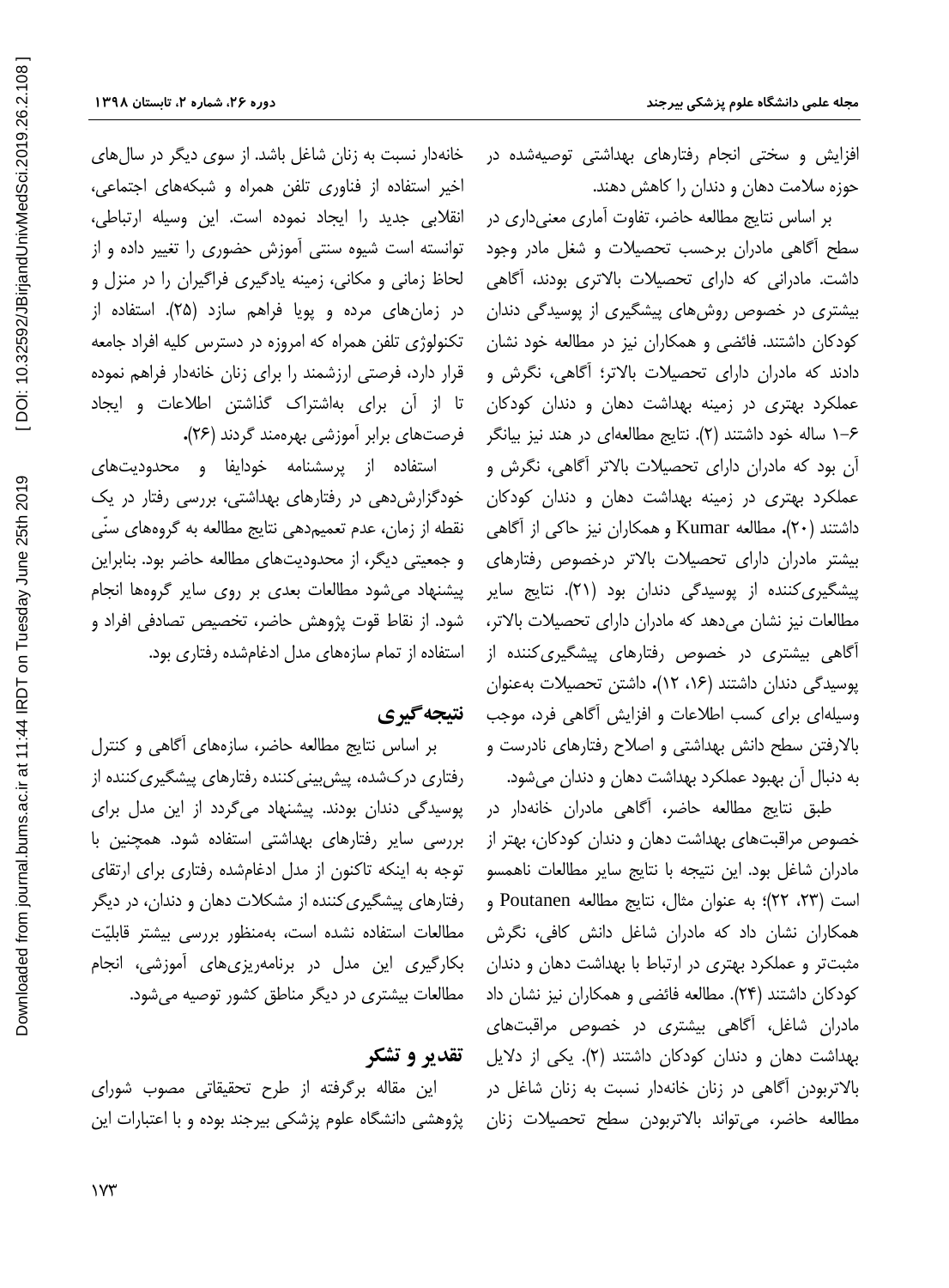افزایش و سختی انجام رفتارهای بهداشتی توصیه‌شده در حوزه سلامت دهان و دندان را کاهش دهند.

بر اساس نتایج مطالعه حاضر، تفاوت آماری معنی‌داری در سطح آگاهی مادران برحسب تحصیلات و شغل مادر وجود داشت. مادرانی که دارای تحصیلات بالاتری بودند، آگاهی بیشتری در خصوص روش‌های پیشگیری از پوسیدگی دندان کودکان داشتند. فائضی و همکاران نیز در مطالعه خود نشان دادند که مادران دارای تحصیلات بالاتر؛ آگاهی، نگرش و عملکرد بهتری در زمینه بهداشت دهان و دندان کودکان ۶-۱ ساله خود داشتند (۲). نتایج مطالعه‌ای در هند نیز بیانگر آن بود که مادران دارای تحصیلات بالاتر آگاهی، نگرش و عملکرد بهتری در زمینه بهداشت دهان و دندان کودکان داشتند (۲۰). مطالعه Kumar و همکاران نیز حاکی از آگاهی بیشتر مادران دارای تحصیلات بالاتر درخصوص رفتارهای پیشگیری‌کننده از پوسیدگی دندان بود (۲۱). نتایج سایر مطالعات نیز نشان می‌دهد که مادران دارای تحصیلات بالاتر، آگاهی بیشتری در خصوص رفتارهای پیشگیری‌کننده از پوسیدگی دندان داشتند (۱۶، ۱۲). داشتن تحصیلات به‌عنوان وسیله‌ای برای کسب اطلاعات و افزایش آگاهی فرد، موجب بالارفتن سطح دانش بهداشتی و اصلاح رفتارهای نادرست و به دنبال آن بهبود عملکرد بهداشت دهان و دندان می‌شود.

طبق نتایج مطالعه حاضر، آگاهی مادران خانه‌دار در خصوص مراقبت‌های بهداشت دهان و دندان کودکان، بهتر از مادران شاغل بود. این نتیجه با نتایج سایر مطالعات ناهمسو است (۲۳، ۲۲)؛ به عنوان مثال، نتایج مطالعه Poutanen و همکاران نشان داد که مادران شاغل دانش کافی، نگرش مثبت‌تر و عملکرد بهتری در ارتباط با بهداشت دهان و دندان کودکان داشتند (۲۴). مطالعه فائضی و همکاران نیز نشان داد مادران شاغل، آگاهی بیشتری در خصوص مراقبت‌های بهداشت دهان و دندان کودکان داشتند (۲). یکی از دلایل بالاتربودن آگاهی در زنان خانه‌دار نسبت به زنان شاغل در مطالعه حاضر، می‌تواند بالاتربودن سطح تحصیلات زنان خانه‌دار نسبت به زنان شاغل باشد. از سوی دیگر در سال‌های اخیر استفاده از فناوری تلفن همراه و شبکه‌های اجتماعی، انقلابی جدید را ایجاد نموده است. این وسیله ارتباطی، توانسته است شیوه سنتی آموزش حضوری را تغییر داده و از لحاظ زمانی و مکانی، زمینه یادگیری فراگیران را در منزل و در زمان‌های مرده و پویا فراهم سازد (۲۵). استفاده از تکنولوژی تلفن همراه که امروزه در دسترس کلیه افراد جامعه قرار دارد، فرصتی ارزشمند را برای زنان خانه‌دار فراهم نموده تا از آن برای به‌اشتراک گذاشتن اطلاعات و ایجاد فرصت‌های برابر آموزشی بهره‌مند گردند (۲۶).

استفاده از پرسشنامه خودایفا و محدودیت‌های خودگزارش‌دهی در رفتارهای بهداشتی، بررسی رفتار در یک نقطه از زمان، عدم تعمیم‌دهی نتایج مطالعه به گروه‌های سنّی و جمعیتی دیگر، از محدودیت‌های مطالعه حاضر بود. بنابراین پیشنهاد می‌شود مطالعات بعدی بر روی سایر گروه‌ها انجام شود. از نقاط قوت پژوهش حاضر، تخصیص تصادفی افراد و استفاده از تمام سازه‌های مدل ادغام‌شده رفتاری بود.

## نتیجه‌گیری

بر اساس نتایج مطالعه حاضر، سازه‌های آگاهی و کنترل رفتاری درک‌شده، پیش‌بینی‌کننده رفتارهای پیشگیری‌کننده از پوسیدگی دندان بودند. پیشنهاد می‌گردد از این مدل برای بررسی سایر رفتارهای بهداشتی استفاده شود. همچنین با توجه به اینکه تاکنون از مدل ادغام‌شده رفتاری برای ارتقای رفتارهای پیشگیری‌کننده از مشکلات دهان و دندان، در دیگر مطالعات استفاده نشده است، به‌منظور بررسی بیشتر قابلیّت بکارگیری این مدل در برنامه‌ریزی‌های آموزشی، انجام مطالعات بیشتر در دیگر مناطق کشور توصیه می‌شود.

## تقدیر و تشکر

این مقاله برگرفته از طرح تحقیقاتی مصوب شورای پژوهشی دانشگاه علوم پزشکی بیرجند بوده و با اعتبارات این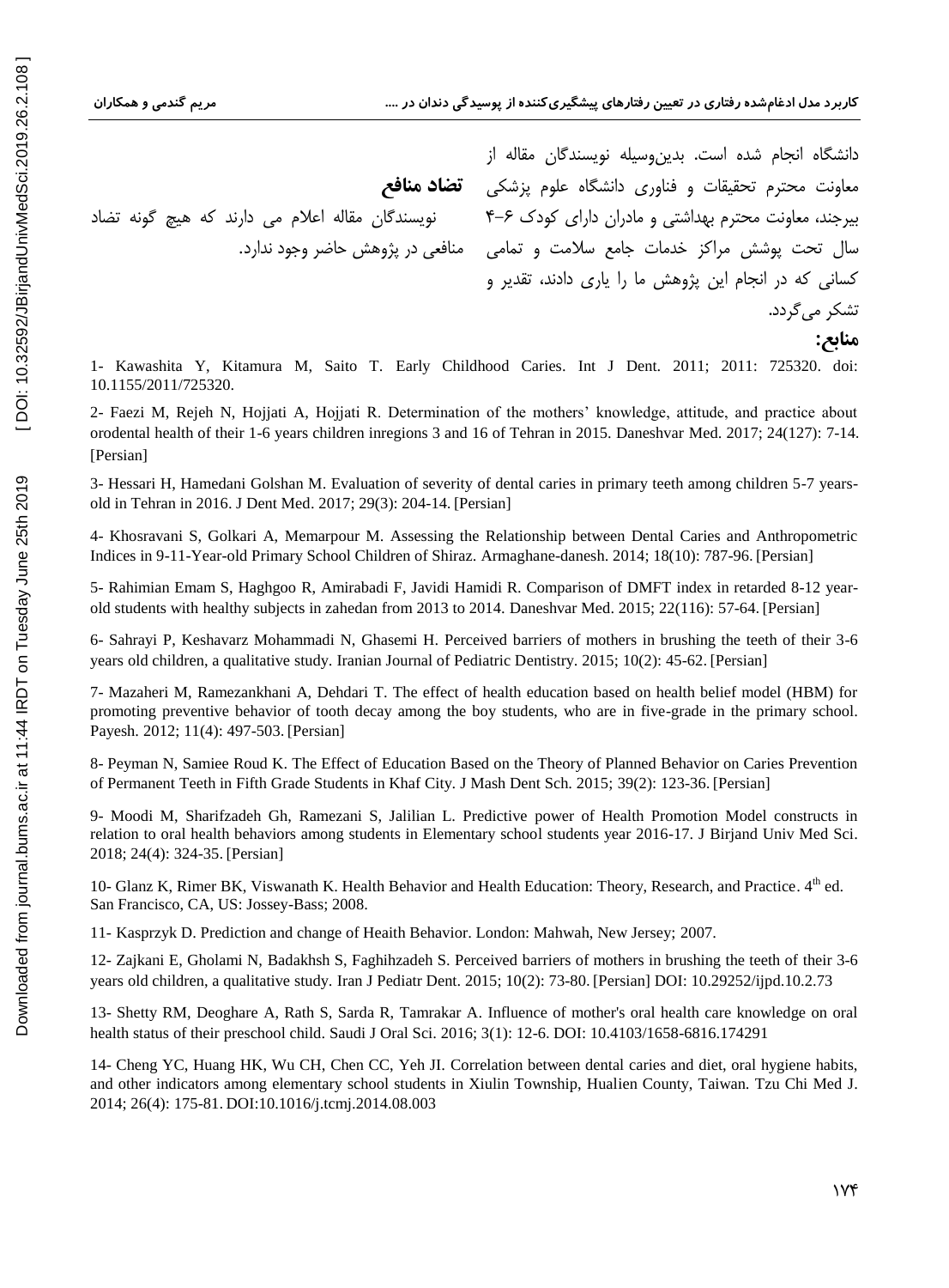دانشگاه انجام شده است. بدین‌وسیله نویسندگان مقاله از معاونت محترم تحقیقات و فناوری دانشگاه علوم پزشکی بیرجند، معاونت محترم بهداشتی و مادران دارای کودک ۶-۴ سال تحت پوشش مراکز خدمات جامع سلامت و تمامی کسانی که در انجام این پژوهش ما را یاری دادند، تقدیر و تشکر می‌گردد.

**تضاد منافع**

نویسندگان مقاله اعلام می دارند که هیچ گونه تضاد منافعی در پژوهش حاضر وجود ندارد.

**منابع:**

1- Kawashita Y, Kitamura M, Saito T. Early Childhood Caries. Int J Dent. 2011; 2011: 725320. doi: 10.1155/2011/725320.

2- Faezi M, Rejeh N, Hojjati A, Hojjati R. Determination of the mothers' knowledge, attitude, and practice about orodental health of their 1-6 years children inregions 3 and 16 of Tehran in 2015. Daneshvar Med. 2017; 24(127): 7-14. [Persian]

3- Hessari H, Hamedani Golshan M. Evaluation of severity of dental caries in primary teeth among children 5-7 years-old in Tehran in 2016. J Dent Med. 2017; 29(3): 204-14. [Persian]

4- Khosravani S, Golkari A, Memarpour M. Assessing the Relationship between Dental Caries and Anthropometric Indices in 9-11-Year-old Primary School Children of Shiraz. Armaghane-danesh. 2014; 18(10): 787-96. [Persian]

5- Rahimian Emam S, Haghgoo R, Amirabadi F, Javidi Hamidi R. Comparison of DMFT index in retarded 8-12 year-old students with healthy subjects in zahedan from 2013 to 2014. Daneshvar Med. 2015; 22(116): 57-64. [Persian]

6- Sahrayi P, Keshavarz Mohammadi N, Ghasemi H. Perceived barriers of mothers in brushing the teeth of their 3-6 years old children, a qualitative study. Iranian Journal of Pediatric Dentistry. 2015; 10(2): 45-62. [Persian]

7- Mazaheri M, Ramezankhani A, Dehdari T. The effect of health education based on health belief model (HBM) for promoting preventive behavior of tooth decay among the boy students, who are in five-grade in the primary school. Payesh. 2012; 11(4): 497-503. [Persian]

8- Peyman N, Samiee Roud K. The Effect of Education Based on the Theory of Planned Behavior on Caries Prevention of Permanent Teeth in Fifth Grade Students in Khaf City. J Mash Dent Sch. 2015; 39(2): 123-36. [Persian]

9- Moodi M, Sharifzadeh Gh, Ramezani S, Jalilian L. Predictive power of Health Promotion Model constructs in relation to oral health behaviors among students in Elementary school students year 2016-17. J Birjand Univ Med Sci. 2018; 24(4): 324-35. [Persian]

10- Glanz K, Rimer BK, Viswanath K. Health Behavior and Health Education: Theory, Research, and Practice. 4th ed. San Francisco, CA, US: Jossey-Bass; 2008.

11- Kasprzyk D. Prediction and change of Heaith Behavior. London: Mahwah, New Jersey; 2007.

12- Zajkani E, Gholami N, Badakhsh S, Faghihzadeh S. Perceived barriers of mothers in brushing the teeth of their 3-6 years old children, a qualitative study. Iran J Pediatr Dent. 2015; 10(2): 73-80. [Persian] DOI: 10.29252/ijpd.10.2.73

13- Shetty RM, Deoghare A, Rath S, Sarda R, Tamrakar A. Influence of mother's oral health care knowledge on oral health status of their preschool child. Saudi J Oral Sci. 2016; 3(1): 12-6. DOI: 10.4103/1658-6816.174291

14- Cheng YC, Huang HK, Wu CH, Chen CC, Yeh JI. Correlation between dental caries and diet, oral hygiene habits, and other indicators among elementary school students in Xiulin Township, Hualien County, Taiwan. Tzu Chi Med J. 2014; 26(4): 175-81. DOI:10.1016/j.tcmj.2014.08.003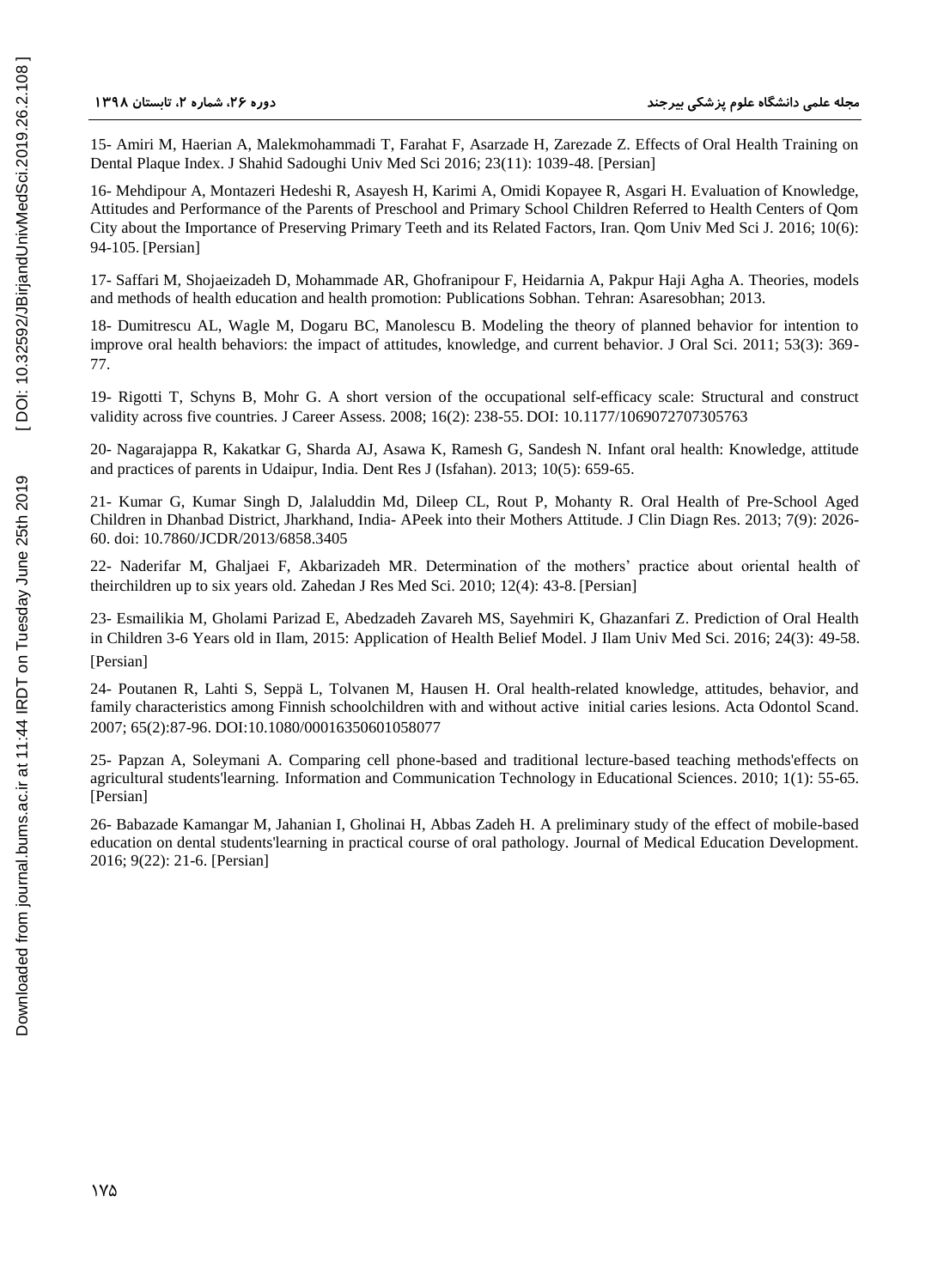15- Amiri M, Haerian A, Malekmohammadi T, Farahat F, Asarzade H, Zarezade Z. Effects of Oral Health Training on Dental Plaque Index. J Shahid Sadoughi Univ Med Sci 2016; 23(11): 1039-48. [Persian]

16- Mehdipour A, Montazeri Hedeshi R, Asayesh H, Karimi A, Omidi Kopayee R, Asgari H. Evaluation of Knowledge, Attitudes and Performance of the Parents of Preschool and Primary School Children Referred to Health Centers of Qom City about the Importance of Preserving Primary Teeth and its Related Factors, Iran. Qom Univ Med Sci J. 2016; 10(6): 94-105. [Persian]

17- Saffari M, Shojaeizadeh D, Mohammade AR, Ghofranipour F, Heidarnia A, Pakpur Haji Agha A. Theories, models and methods of health education and health promotion: Publications Sobhan. Tehran: Asaresobhan; 2013.

18- Dumitrescu AL, Wagle M, Dogaru BC, Manolescu B. Modeling the theory of planned behavior for intention to improve oral health behaviors: the impact of attitudes, knowledge, and current behavior. J Oral Sci. 2011; 53(3): 369-77.

19- Rigotti T, Schyns B, Mohr G. A short version of the occupational self-efficacy scale: Structural and construct validity across five countries. J Career Assess. 2008; 16(2): 238-55. DOI: 10.1177/1069072707305763

20- Nagarajappa R, Kakatkar G, Sharda AJ, Asawa K, Ramesh G, Sandesh N. Infant oral health: Knowledge, attitude and practices of parents in Udaipur, India. Dent Res J (Isfahan). 2013; 10(5): 659-65.

21- Kumar G, Kumar Singh D, Jalaluddin Md, Dileep CL, Rout P, Mohanty R. Oral Health of Pre-School Aged Children in Dhanbad District, Jharkhand, India- APeek into their Mothers Attitude. J Clin Diagn Res. 2013; 7(9): 2026-60. doi: 10.7860/JCDR/2013/6858.3405

22- Naderifar M, Ghaljaei F, Akbarizadeh MR. Determination of the mothers' practice about oriental health of theirchildren up to six years old. Zahedan J Res Med Sci. 2010; 12(4): 43-8. [Persian]

23- Esmailikia M, Gholami Parizad E, Abedzadeh Zavareh MS, Sayehmiri K, Ghazanfari Z. Prediction of Oral Health in Children 3-6 Years old in Ilam, 2015: Application of Health Belief Model. J Ilam Univ Med Sci. 2016; 24(3): 49-58. [Persian]

24- Poutanen R, Lahti S, Seppä L, Tolvanen M, Hausen H. Oral health-related knowledge, attitudes, behavior, and family characteristics among Finnish schoolchildren with and without active initial caries lesions. Acta Odontol Scand. 2007; 65(2):87-96. DOI:10.1080/00016350601058077

25- Papzan A, Soleymani A. Comparing cell phone-based and traditional lecture-based teaching methods'effects on agricultural students'learning. Information and Communication Technology in Educational Sciences. 2010; 1(1): 55-65. [Persian]

26- Babazade Kamangar M, Jahanian I, Gholinai H, Abbas Zadeh H. A preliminary study of the effect of mobile-based education on dental students'learning in practical course of oral pathology. Journal of Medical Education Development. 2016; 9(22): 21-6. [Persian]